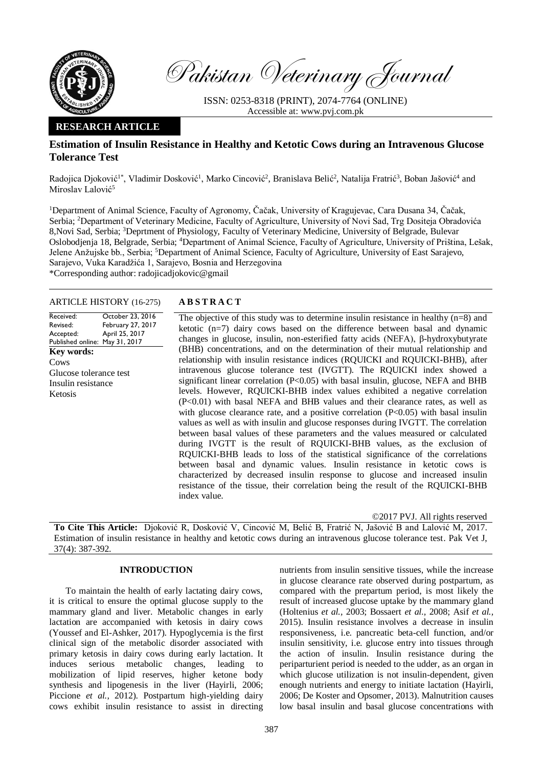# Pakistan Veterinary Journal

ISSN: 0253-8318 (PRINT), 2074-7764 (ONLINE)
Accessible at: www.pvj.com.pk

**RESEARCH ARTICLE**

## Estimation of Insulin Resistance in Healthy and Ketotic Cows during an Intravenous Glucose Tolerance Test

Radojica Djoković[1*], Vladimir Dosković[1], Marko Cincović[2], Branislava Belić[2], Natalija Fratrić[3], Boban Jašović[4] and Miroslav Lalović[5]

[1]Department of Animal Science, Faculty of Agronomy, Čačak, University of Kragujevac, Cara Dusana 34, Čačak, Serbia; [2]Department of Veterinary Medicine, Faculty of Agriculture, University of Novi Sad, Trg Dositeja Obradovića 8,Novi Sad, Serbia; [3]Deprtment of Physiology, Faculty of Veterinary Medicine, University of Belgrade, Bulevar Oslobodjenja 18, Belgrade, Serbia; [4]Department of Animal Science, Faculty of Agriculture, University of Priština, Lešak, Jelene Anžujske bb., Serbia; [5]Department of Animal Science, Faculty of Agriculture, University of East Sarajevo, Sarajevo, Vuka Karadžića 1, Sarajevo, Bosnia and Herzegovina
*Corresponding author: radojicadjokovic@gmail

**ARTICLE HISTORY** (16-275)

| | |
|---|---|
| Received: | October 23, 2016 |
| Revised: | February 27, 2017 |
| Accepted: | April 25, 2017 |
| Published online: | May 31, 2017 |

**Key words:**
Cows
Glucose tolerance test
Insulin resistance
Ketosis

**ABSTRACT**

The objective of this study was to determine insulin resistance in healthy (n=8) and ketotic (n=7) dairy cows based on the difference between basal and dynamic changes in glucose, insulin, non-esterified fatty acids (NEFA), β-hydroxybutyrate (BHB) concentrations, and on the determination of their mutual relationship and relationship with insulin resistance indices (RQUICKI and RQUICKI-BHB), after intravenous glucose tolerance test (IVGTT). The RQUICKI index showed a significant linear correlation ($P<0.05$) with basal insulin, glucose, NEFA and BHB levels. However, RQUICKI-BHB index values exhibited a negative correlation ($P<0.01$) with basal NEFA and BHB values and their clearance rates, as well as with glucose clearance rate, and a positive correlation ($P<0.05$) with basal insulin values as well as with insulin and glucose responses during IVGTT. The correlation between basal values of these parameters and the values measured or calculated during IVGTT is the result of RQUICKI-BHB values, as the exclusion of RQUICKI-BHB leads to loss of the statistical significance of the correlations between basal and dynamic values. Insulin resistance in ketotic cows is characterized by decreased insulin response to glucose and increased insulin resistance of the tissue, their correlation being the result of the RQUICKI-BHB index value.

©2017 PVJ. All rights reserved

**To Cite This Article:** Djoković R, Dosković V, Cincović M, Belić B, Fratrić N, Jašović B and Lalović M, 2017. Estimation of insulin resistance in healthy and ketotic cows during an intravenous glucose tolerance test. Pak Vet J, 37(4): 387-392.

## INTRODUCTION

To maintain the health of early lactating dairy cows, it is critical to ensure the optimal glucose supply to the mammary gland and liver. Metabolic changes in early lactation are accompanied with ketosis in dairy cows (Youssef and El-Ashker, 2017). Hypoglycemia is the first clinical sign of the metabolic disorder associated with primary ketosis in dairy cows during early lactation. It induces serious metabolic changes, leading to mobilization of lipid reserves, higher ketone body synthesis and lipogenesis in the liver (Hayirli, 2006; Piccione *et al.*, 2012). Postpartum high-yielding dairy cows exhibit insulin resistance to assist in directing nutrients from insulin sensitive tissues, while the increase in glucose clearance rate observed during postpartum, as compared with the prepartum period, is most likely the result of increased glucose uptake by the mammary gland (Holtenius *et al.*, 2003; Bossaert *et al.*, 2008; Asif *et al.*, 2015). Insulin resistance involves a decrease in insulin responsiveness, i.e. pancreatic beta-cell function, and/or insulin sensitivity, i.e. glucose entry into tissues through the action of insulin. Insulin resistance during the periparturient period is needed to the udder, as an organ in which glucose utilization is not insulin-dependent, given enough nutrients and energy to initiate lactation (Hayirli, 2006; De Koster and Opsomer, 2013). Malnutrition causes low basal insulin and basal glucose concentrations with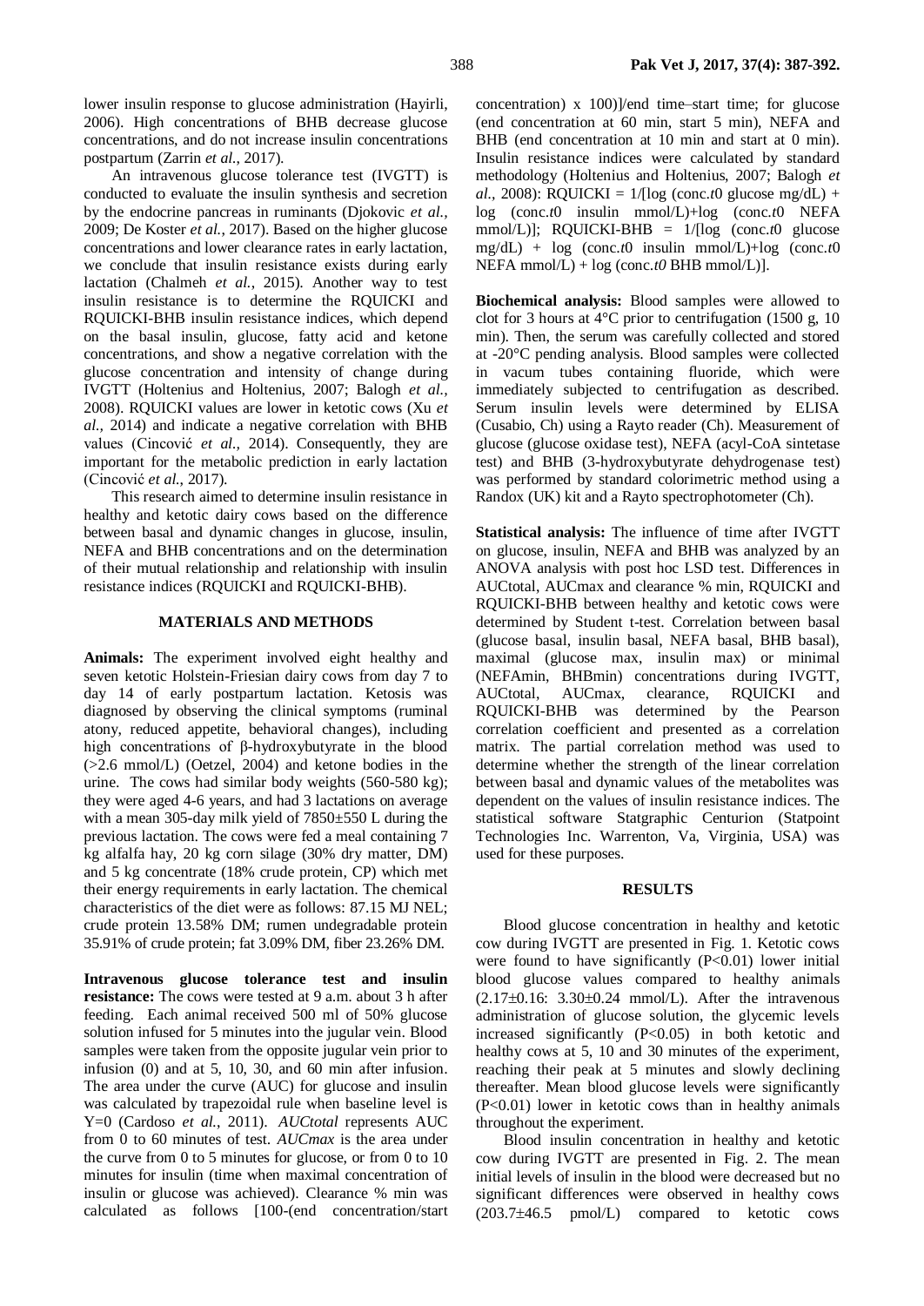lower insulin response to glucose administration (Hayirli, 2006). High concentrations of BHB decrease glucose concentrations, and do not increase insulin concentrations postpartum (Zarrin *et al.*, 2017).

An intravenous glucose tolerance test (IVGTT) is conducted to evaluate the insulin synthesis and secretion by the endocrine pancreas in ruminants (Djokovic *et al.*, 2009; De Koster *et al.*, 2017). Based on the higher glucose concentrations and lower clearance rates in early lactation, we conclude that insulin resistance exists during early lactation (Chalmeh *et al.*, 2015). Another way to test insulin resistance is to determine the RQUICKI and RQUICKI-BHB insulin resistance indices, which depend on the basal insulin, glucose, fatty acid and ketone concentrations, and show a negative correlation with the glucose concentration and intensity of change during IVGTT (Holtenius and Holtenius, 2007; Balogh *et al.*, 2008). RQUICKI values are lower in ketotic cows (Xu *et al.*, 2014) and indicate a negative correlation with BHB values (Cincović *et al.*, 2014). Consequently, they are important for the metabolic prediction in early lactation (Cincović *et al.*, 2017).

This research aimed to determine insulin resistance in healthy and ketotic dairy cows based on the difference between basal and dynamic changes in glucose, insulin, NEFA and BHB concentrations and on the determination of their mutual relationship and relationship with insulin resistance indices (RQUICKI and RQUICKI-BHB).

## MATERIALS AND METHODS

**Animals:** The experiment involved eight healthy and seven ketotic Holstein-Friesian dairy cows from day 7 to day 14 of early postpartum lactation. Ketosis was diagnosed by observing the clinical symptoms (ruminal atony, reduced appetite, behavioral changes), including high concentrations of β-hydroxybutyrate in the blood (>2.6 mmol/L) (Oetzel, 2004) and ketone bodies in the urine. The cows had similar body weights (560-580 kg); they were aged 4-6 years, and had 3 lactations on average with a mean 305-day milk yield of 7850±550 L during the previous lactation. The cows were fed a meal containing 7 kg alfalfa hay, 20 kg corn silage (30% dry matter, DM) and 5 kg concentrate (18% crude protein, CP) which met their energy requirements in early lactation. The chemical characteristics of the diet were as follows: 87.15 MJ NEL; crude protein 13.58% DM; rumen undegradable protein 35.91% of crude protein; fat 3.09% DM, fiber 23.26% DM.

**Intravenous glucose tolerance test and insulin resistance:** The cows were tested at 9 a.m. about 3 h after feeding. Each animal received 500 ml of 50% glucose solution infused for 5 minutes into the jugular vein. Blood samples were taken from the opposite jugular vein prior to infusion (0) and at 5, 10, 30, and 60 min after infusion. The area under the curve (AUC) for glucose and insulin was calculated by trapezoidal rule when baseline level is Y=0 (Cardoso *et al.*, 2011). *AUCtotal* represents AUC from 0 to 60 minutes of test. *AUCmax* is the area under the curve from 0 to 5 minutes for glucose, or from 0 to 10 minutes for insulin (time when maximal concentration of insulin or glucose was achieved). Clearance % min was calculated as follows [100-(end concentration/start concentration) x 100)]/end time–start time; for glucose (end concentration at 60 min, start 5 min), NEFA and BHB (end concentration at 10 min and start at 0 min). Insulin resistance indices were calculated by standard methodology (Holtenius and Holtenius, 2007; Balogh *et al.*, 2008): RQUICKI = 1/[log (conc.*t*0 glucose mg/dL) + log (conc.*t*0 insulin mmol/L)+log (conc.*t*0 NEFA mmol/L)]; RQUICKI-BHB = 1/[log (conc.*t*0 glucose mg/dL) + log (conc.*t*0 insulin mmol/L)+log (conc.*t*0 NEFA mmol/L) + log (conc.*t0* BHB mmol/L)].

**Biochemical analysis:** Blood samples were allowed to clot for 3 hours at 4°C prior to centrifugation (1500 g, 10 min). Then, the serum was carefully collected and stored at -20°C pending analysis. Blood samples were collected in vacum tubes containing fluoride, which were immediately subjected to centrifugation as described. Serum insulin levels were determined by ELISA (Cusabio, Ch) using a Rayto reader (Ch). Measurement of glucose (glucose oxidase test), NEFA (acyl-CoA sintetase test) and BHB (3-hydroxybutyrate dehydrogenase test) was performed by standard colorimetric method using a Randox (UK) kit and a Rayto spectrophotometer (Ch).

**Statistical analysis:** The influence of time after IVGTT on glucose, insulin, NEFA and BHB was analyzed by an ANOVA analysis with post hoc LSD test. Differences in AUCtotal, AUCmax and clearance % min, RQUICKI and RQUICKI-BHB between healthy and ketotic cows were determined by Student t-test. Correlation between basal (glucose basal, insulin basal, NEFA basal, BHB basal), maximal (glucose max, insulin max) or minimal (NEFAmin, BHBmin) concentrations during IVGTT, AUCtotal, AUCmax, clearance, RQUICKI and RQUICKI-BHB was determined by the Pearson correlation coefficient and presented as a correlation matrix. The partial correlation method was used to determine whether the strength of the linear correlation between basal and dynamic values of the metabolites was dependent on the values of insulin resistance indices. The statistical software Statgraphic Centurion (Statpoint Technologies Inc. Warrenton, Va, Virginia, USA) was used for these purposes.

## RESULTS

Blood glucose concentration in healthy and ketotic cow during IVGTT are presented in Fig. 1. Ketotic cows were found to have significantly ($P<0.01$) lower initial blood glucose values compared to healthy animals (2.17±0.16: 3.30±0.24 mmol/L). After the intravenous administration of glucose solution, the glycemic levels increased significantly ($P<0.05$) in both ketotic and healthy cows at 5, 10 and 30 minutes of the experiment, reaching their peak at 5 minutes and slowly declining thereafter. Mean blood glucose levels were significantly ($P<0.01$) lower in ketotic cows than in healthy animals throughout the experiment.

Blood insulin concentration in healthy and ketotic cow during IVGTT are presented in Fig. 2. The mean initial levels of insulin in the blood were decreased but no significant differences were observed in healthy cows (203.7±46.5 pmol/L) compared to ketotic cows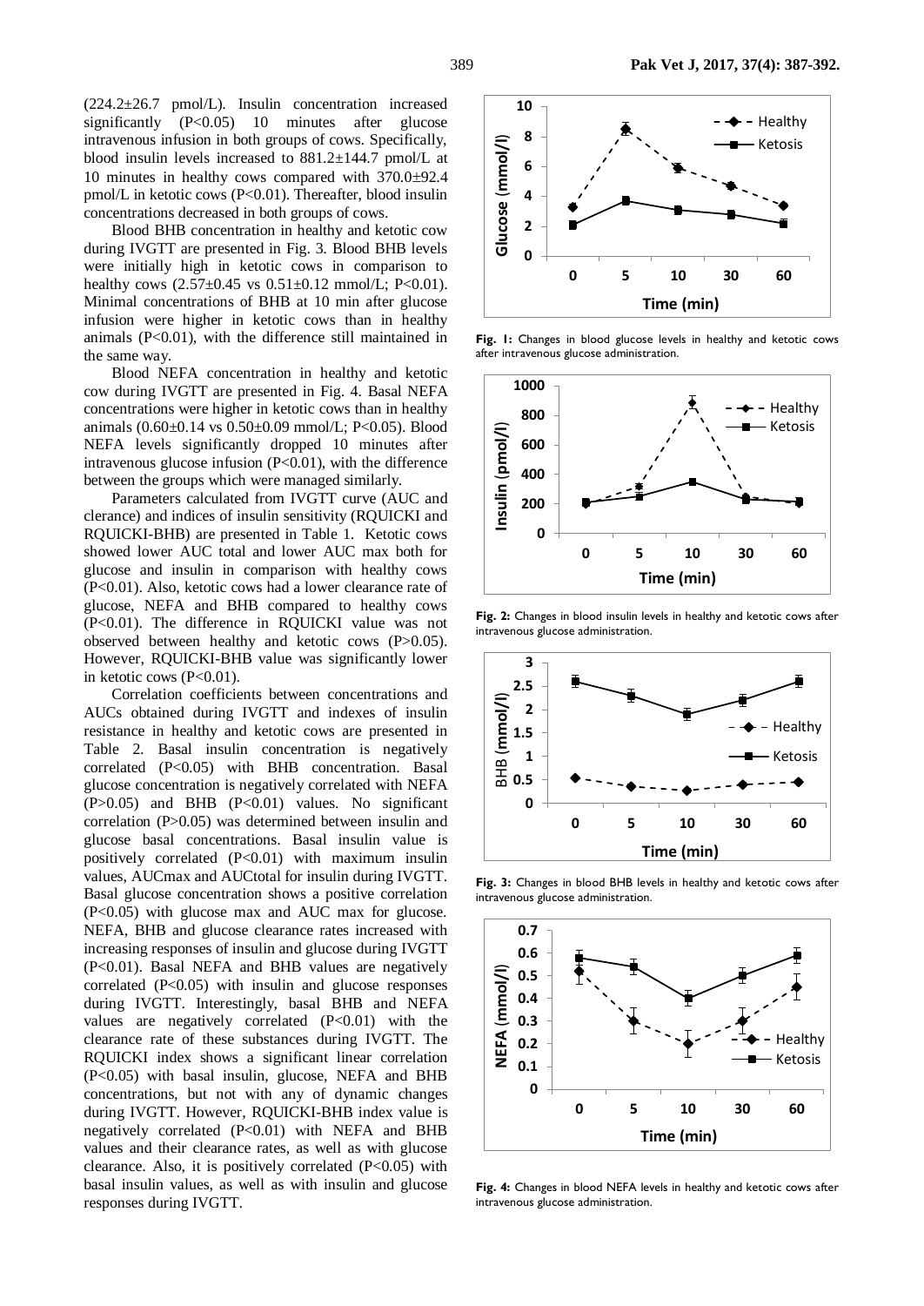(224.2±26.7 pmol/L). Insulin concentration increased significantly (P<0.05) 10 minutes after glucose intravenous infusion in both groups of cows. Specifically, blood insulin levels increased to 881.2±144.7 pmol/L at 10 minutes in healthy cows compared with 370.0±92.4 pmol/L in ketotic cows (P<0.01). Thereafter, blood insulin concentrations decreased in both groups of cows.

Blood BHB concentration in healthy and ketotic cow during IVGTT are presented in Fig. 3. Blood BHB levels were initially high in ketotic cows in comparison to healthy cows (2.57±0.45 vs 0.51±0.12 mmol/L; P<0.01). Minimal concentrations of BHB at 10 min after glucose infusion were higher in ketotic cows than in healthy animals (P<0.01), with the difference still maintained in the same way.

Blood NEFA concentration in healthy and ketotic cow during IVGTT are presented in Fig. 4. Basal NEFA concentrations were higher in ketotic cows than in healthy animals (0.60±0.14 vs 0.50±0.09 mmol/L; P<0.05). Blood NEFA levels significantly dropped 10 minutes after intravenous glucose infusion (P<0.01), with the difference between the groups which were managed similarly.

Parameters calculated from IVGTT curve (AUC and clerance) and indices of insulin sensitivity (RQUICKI and RQUICKI-BHB) are presented in Table 1. Ketotic cows showed lower AUC total and lower AUC max both for glucose and insulin in comparison with healthy cows (P<0.01). Also, ketotic cows had a lower clearance rate of glucose, NEFA and BHB compared to healthy cows (P<0.01). The difference in RQUICKI value was not observed between healthy and ketotic cows (P>0.05). However, RQUICKI-BHB value was significantly lower in ketotic cows (P<0.01).

Correlation coefficients between concentrations and AUCs obtained during IVGTT and indexes of insulin resistance in healthy and ketotic cows are presented in Table 2. Basal insulin concentration is negatively correlated (P<0.05) with BHB concentration. Basal glucose concentration is negatively correlated with NEFA (P>0.05) and BHB (P<0.01) values. No significant correlation (P>0.05) was determined between insulin and glucose basal concentrations. Basal insulin value is positively correlated (P<0.01) with maximum insulin values, AUCmax and AUCtotal for insulin during IVGTT. Basal glucose concentration shows a positive correlation (P<0.05) with glucose max and AUC max for glucose. NEFA, BHB and glucose clearance rates increased with increasing responses of insulin and glucose during IVGTT (P<0.01). Basal NEFA and BHB values are negatively correlated (P<0.05) with insulin and glucose responses during IVGTT. Interestingly, basal BHB and NEFA values are negatively correlated (P<0.01) with the clearance rate of these substances during IVGTT. The RQUICKI index shows a significant linear correlation (P<0.05) with basal insulin, glucose, NEFA and BHB concentrations, but not with any of dynamic changes during IVGTT. However, RQUICKI-BHB index value is negatively correlated (P<0.01) with NEFA and BHB values and their clearance rates, as well as with glucose clearance. Also, it is positively correlated (P<0.05) with basal insulin values, as well as with insulin and glucose responses during IVGTT.

**Fig. 1:** Changes in blood glucose levels in healthy and ketotic cows after intravenous glucose administration.

**Fig. 2:** Changes in blood insulin levels in healthy and ketotic cows after intravenous glucose administration.

**Fig. 3:** Changes in blood BHB levels in healthy and ketotic cows after intravenous glucose administration.

**Fig. 4:** Changes in blood NEFA levels in healthy and ketotic cows after intravenous glucose administration.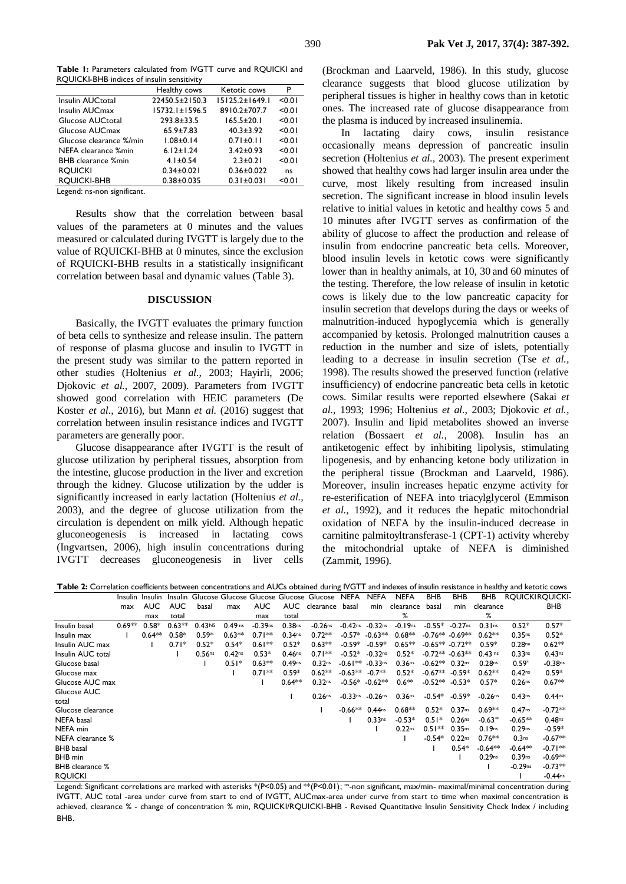**Table 1:** Parameters calculated from IVGTT curve and RQUICKI and RQUICKI-BHB indices of insulin sensitivity

| | Healthy cows | Ketotic cows | P |
|---|---|---|---|
| Insulin AUCtotal | 22450.5±2150.3 | 15125.2±1649.1 | <0.01 |
| Insulin AUCmax | 15732.1±1596.5 | 8910.2±707.7 | <0.01 |
| Glucose AUCtotal | 293.8±33.5 | 165.5±20.1 | <0.01 |
| Glucose AUCmax | 65.9±7.83 | 40.3±3.92 | <0.01 |
| Glucose clearance %/min | 1.08±0.14 | 0.71±0.11 | <0.01 |
| NEFA clearance %min | 6.12±1.24 | 3.42±0.93 | <0.01 |
| BHB clearance %min | 4.1±0.54 | 2.3±0.21 | <0.01 |
| RQUICKI | 0.34±0.021 | 0.36±0.022 | ns |
| RQUICKI-BHB | 0.38±0.035 | 0.31±0.031 | <0.01 |

Legend: ns-non significant.

Results show that the correlation between basal values of the parameters at 0 minutes and the values measured or calculated during IVGTT is largely due to the value of RQUICKI-BHB at 0 minutes, since the exclusion of RQUICKI-BHB results in a statistically insignificant correlation between basal and dynamic values (Table 3).

## DISCUSSION

Basically, the IVGTT evaluates the primary function of beta cells to synthesize and release insulin. The pattern of response of plasma glucose and insulin to IVGTT in the present study was similar to the pattern reported in other studies (Holtenius *et al.,* 2003; Hayirli, 2006; Djokovic *et al.,* 2007, 2009). Parameters from IVGTT showed good correlation with HEIC parameters (De Koster *et al.*, 2016), but Mann *et al.* (2016) suggest that correlation between insulin resistance indices and IVGTT parameters are generally poor.

Glucose disappearance after IVGTT is the result of glucose utilization by peripheral tissues, absorption from the intestine, glucose production in the liver and excretion through the kidney. Glucose utilization by the udder is significantly increased in early lactation (Holtenius *et al.,* 2003), and the degree of glucose utilization from the circulation is dependent on milk yield. Although hepatic gluconeogenesis is increased in lactating cows (Ingvartsen, 2006), high insulin concentrations during IVGTT decreases gluconeogenesis in liver cells (Brockman and Laarveld, 1986). In this study, glucose clearance suggests that blood glucose utilization by peripheral tissues is higher in healthy cows than in ketotic ones. The increased rate of glucose disappearance from the plasma is induced by increased insulinemia.

In lactating dairy cows, insulin resistance occasionally means depression of pancreatic insulin secretion (Holtenius *et al.,* 2003). The present experiment showed that healthy cows had larger insulin area under the curve, most likely resulting from increased insulin secretion. The significant increase in blood insulin levels relative to initial values in ketotic and healthy cows 5 and 10 minutes after IVGTT serves as confirmation of the ability of glucose to affect the production and release of insulin from endocrine pancreatic beta cells. Moreover, blood insulin levels in ketotic cows were significantly lower than in healthy animals, at 10, 30 and 60 minutes of the testing. Therefore, the low release of insulin in ketotic cows is likely due to the low pancreatic capacity for insulin secretion that develops during the days or weeks of malnutrition-induced hypoglycemia which is generally accompanied by ketosis. Prolonged malnutrition causes a reduction in the number and size of islets, potentially leading to a decrease in insulin secretion (Tse *et al.,* 1998). The results showed the preserved function (relative insufficiency) of endocrine pancreatic beta cells in ketotic cows. Similar results were reported elsewhere (Sakai *et al.,* 1993; 1996; Holtenius *et al.,* 2003; Djokovic *et al.,* 2007). Insulin and lipid metabolites showed an inverse relation (Bossaert *et al.,* 2008). Insulin has an antiketogenic effect by inhibiting lipolysis, stimulating lipogenesis, and by enhancing ketone body utilization in the peripheral tissue (Brockman and Laarveld, 1986). Moreover, insulin increases hepatic enzyme activity for re-esterification of NEFA into triacylglycerol (Emmison *et al.,* 1992), and it reduces the hepatic mitochondrial oxidation of NEFA by the insulin-induced decrease in carnitine palmitoyltransferase-1 (CPT-1) activity whereby the mitochondrial uptake of NEFA is diminished (Zammit, 1996).

**Table 2:** Correlation coefficients between concentrations and AUCs obtained during IVGTT and indexes of insulin resistance in healthy and ketotic cows

| | Insulin max | Insulin AUC max | Insulin AUC total | Glucose basal | Glucose max | Glucose AUC max | Glucose AUC total | Glucose clearance | NEFA basal | NEFA min | NEFA clearance % | BHB basal | BHB min | BHB clearance % | RQUICKI | RQUICKI-BHB |
|---|---|---|---|---|---|---|---|---|---|---|---|---|---|---|---|---|
| Insulin basal | 0.69** | 0.58* | 0.63** | 0.43NS | 0.49ns | -0.39ns | 0.38ns | -0.26ns | -0.42ns | -0.32ns | -0.19ns | -0.55* | -0.27ns | 0.31ns | 0.52* | 0.57* |
| Insulin max | 1 | 0.64** | 0.58* | 0.59* | 0.63** | 0.71** | 0.34ns | 0.72** | -0.57* | -0.63** | 0.68** | -0.76** | -0.69** | 0.62** | 0.35ns | 0.52* |
| Insulin AUC max | | 1 | 0.71* | 0.52* | 0.54* | 0.61** | 0.52* | 0.63** | -0.59* | -0.59* | 0.65** | -0.65** | -0.72** | 0.59* | 0.28na | 0.62** |
| Insulin AUC total | | | 1 | 0.56ns | 0.42ns | 0.53* | 0.46ns | 0.71** | -0.52* | -0.32ns | 0.52* | -0.72** | -0.63** | 0.43 ns | 0.33ns | 0.43ns |
| Glucose basal | | | | 1 | 0.51* | 0.63** | 0.49ns | 0.32ns | -0.61** | -0.33ns | 0.36ns | -0.62** | 0.32ns | 0.28ns | 0.59* | -0.38ns |
| Glucose max | | | | | 1 | 0.71** | 0.59* | 0.62** | -0.63** | -0.7** | 0.52* | -0.67** | -0.59* | 0.62** | 0.42ns | 0.59* |
| Glucose AUC max | | | | | | 1 | 0.64** | 0.32ns | -0.56* | -0.62** | 0.6** | -0.52** | -0.53* | 0.57* | 0.26ns | 0.67** |
| Glucose AUC total | | | | | | | 1 | 0.26ns | -0.33ns | -0.26ns | 0.36ns | -0.54* | -0.59* | -0.26ns | 0.43ns | 0.44ns |
| Glucose clearance | | | | | | | | 1 | -0.66** | 0.44ns | 0.68** | 0.52* | 0.37ns | 0.69** | 0.47ns | -0.72** |
| NEFA basal | | | | | | | | | 1 | 0.33ns | -0.53* | 0.51* | 0.26ns | -0.63* | -0.65** | 0.48ns |
| NEFA min | | | | | | | | | | 1 | 0.22ns | 0.51** | 0.35ns | 0.19ns | 0.29ns | -0.59* |
| NEFA clearance % | | | | | | | | | | | 1 | -0.54* | 0.22ns | 0.76** | 0.3ns | -0.67** |
| BHB basal | | | | | | | | | | | | 1 | 0.54* | -0.64** | -0.64** | -0.71** |
| BHB min | | | | | | | | | | | | | 1 | 0.29ns | 0.39ns | -0.69** |
| BHB clearance % | | | | | | | | | | | | | | 1 | -0.29ns | -0.73** |
| RQUICKI | | | | | | | | | | | | | | | 1 | -0.44ns |

Legend: Significant correlations are marked with asterisks *(P<0.05) and **(P<0.01); ns-non significant, max/min- maximal/minimal concentration during IVGTT, AUC total -area under curve from start to end of IVGTT, AUCmax-area under curve from start to time when maximal concentration is achieved, clearance % - change of concentration % min, RQUICKI/RQUICKI-BHB - Revised Quantitative Insulin Sensitivity Check Index / including BHB.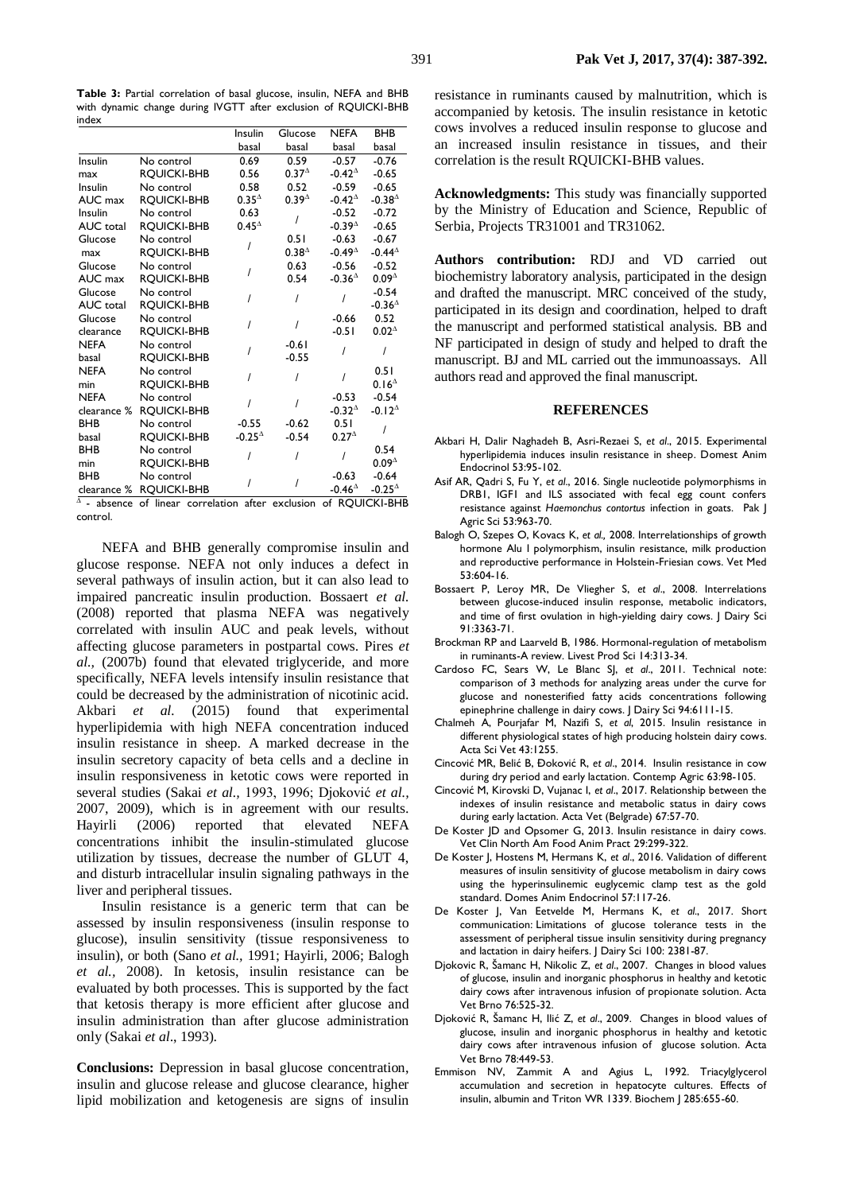**Table 3:** Partial correlation of basal glucose, insulin, NEFA and BHB with dynamic change during IVGTT after exclusion of RQUICKI-BHB index

| | | Insulin basal | Glucose basal | NEFA basal | BHB basal |
|---|---|---|---|---|---|
| Insulin max | No control | 0.69 | 0.59 | -0.57 | -0.76 |
| | RQUICKI-BHB | 0.56 | 0.37$^{\Delta}$ | -0.42$^{\Delta}$ | -0.65 |
| Insulin AUC max | No control | 0.58 | 0.52 | -0.59 | -0.65 |
| | RQUICKI-BHB | 0.35$^{\Delta}$ | 0.39$^{\Delta}$ | -0.42$^{\Delta}$ | -0.38$^{\Delta}$ |
| Insulin AUC total | No control | 0.63 | / | -0.52 | -0.72 |
| | RQUICKI-BHB | 0.45$^{\Delta}$ | | -0.39$^{\Delta}$ | -0.65 |
| Glucose max | No control | / | 0.51 | -0.63 | -0.67 |
| | RQUICKI-BHB | | 0.38$^{\Delta}$ | -0.49$^{\Delta}$ | -0.44$^{\Delta}$ |
| Glucose AUC max | No control | / | 0.63 | -0.56 | -0.52 |
| | RQUICKI-BHB | | 0.54 | -0.36$^{\Delta}$ | 0.09$^{\Delta}$ |
| Glucose AUC total | No control | / | / | / | -0.54 |
| | RQUICKI-BHB | | | | -0.36$^{\Delta}$ |
| Glucose clearance | No control | / | / | -0.66 | 0.52 |
| | RQUICKI-BHB | | | -0.51 | 0.02$^{\Delta}$ |
| NEFA basal | No control | / | -0.61 | / | / |
| | RQUICKI-BHB | | -0.55 | | |
| NEFA min | No control | / | / | / | 0.51 |
| | RQUICKI-BHB | | | | 0.16$^{\Delta}$ |
| NEFA clearance % | No control | / | / | -0.53 | -0.54 |
| | RQUICKI-BHB | | | -0.32$^{\Delta}$ | -0.12$^{\Delta}$ |
| BHB basal | No control | -0.55 | -0.62 | 0.51 | / |
| | RQUICKI-BHB | -0.25$^{\Delta}$ | -0.54 | 0.27$^{\Delta}$ | |
| BHB min | No control | / | / | / | 0.54 |
| | RQUICKI-BHB | | | | 0.09$^{\Delta}$ |
| BHB clearance % | No control | / | / | -0.63 | -0.64 |
| | RQUICKI-BHB | | | -0.46$^{\Delta}$ | -0.25$^{\Delta}$ |

$^{\Delta}$ - absence of linear correlation after exclusion of RQUICKI-BHB control.

NEFA and BHB generally compromise insulin and glucose response. NEFA not only induces a defect in several pathways of insulin action, but it can also lead to impaired pancreatic insulin production. Bossaert *et al.* (2008) reported that plasma NEFA was negatively correlated with insulin AUC and peak levels, without affecting glucose parameters in postpartal cows. Pires *et al.*, (2007b) found that elevated triglyceride, and more specifically, NEFA levels intensify insulin resistance that could be decreased by the administration of nicotinic acid. Akbari *et al.* (2015) found that experimental hyperlipidemia with high NEFA concentration induced insulin resistance in sheep. A marked decrease in the insulin secretory capacity of beta cells and a decline in insulin responsiveness in ketotic cows were reported in several studies (Sakai *et al.*, 1993, 1996; Djoković *et al.*, 2007, 2009), which is in agreement with our results. Hayirli (2006) reported that elevated NEFA concentrations inhibit the insulin-stimulated glucose utilization by tissues, decrease the number of GLUT 4, and disturb intracellular insulin signaling pathways in the liver and peripheral tissues.

Insulin resistance is a generic term that can be assessed by insulin responsiveness (insulin response to glucose), insulin sensitivity (tissue responsiveness to insulin), or both (Sano *et al.*, 1991; Hayirli, 2006; Balogh *et al.*, 2008). In ketosis, insulin resistance can be evaluated by both processes. This is supported by the fact that ketosis therapy is more efficient after glucose and insulin administration than after glucose administration only (Sakai *et al*., 1993).

**Conclusions:** Depression in basal glucose concentration, insulin and glucose release and glucose clearance, higher lipid mobilization and ketogenesis are signs of insulin resistance in ruminants caused by malnutrition, which is accompanied by ketosis. The insulin resistance in ketotic cows involves a reduced insulin response to glucose and an increased insulin resistance in tissues, and their correlation is the result RQUICKI-BHB values.

**Acknowledgments:** This study was financially supported by the Ministry of Education and Science, Republic of Serbia, Projects TR31001 and TR31062.

**Authors contribution:** RDJ and VD carried out biochemistry laboratory analysis, participated in the design and drafted the manuscript. MRC conceived of the study, participated in its design and coordination, helped to draft the manuscript and performed statistical analysis. BB and NF participated in design of study and helped to draft the manuscript. BJ and ML carried out the immunoassays. All authors read and approved the final manuscript.

## REFERENCES

Akbari H, Dalir Naghadeh B, Asri-Rezaei S, *et al*., 2015. Experimental hyperlipidemia induces insulin resistance in sheep. Domest Anim Endocrinol 53:95-102.

Asif AR, Qadri S, Fu Y, *et al*., 2016. Single nucleotide polymorphisms in DRB1, IGF1 and ILS associated with fecal egg count confers resistance against *Haemonchus contortus* infection in goats. Pak J Agric Sci 53:963-70.

Balogh O, Szepes O, Kovacs K, *et al.,* 2008. Interrelationships of growth hormone Alu I polymorphism, insulin resistance, milk production and reproductive performance in Holstein-Friesian cows. Vet Med 53:604-16.

Bossaert P, Leroy MR, De Vliegher S, *et al*., 2008. Interrelations between glucose-induced insulin response, metabolic indicators, and time of first ovulation in high-yielding dairy cows. J Dairy Sci 91:3363-71.

Brockman RP and Laarveld B, 1986. Hormonal-regulation of metabolism in ruminants-A review. Livest Prod Sci 14:313-34.

Cardoso FC, Sears W, Le Blanc SJ, *et al*., 2011. Technical note: comparison of 3 methods for analyzing areas under the curve for glucose and nonesterified fatty acids concentrations following epinephrine challenge in dairy cows. J Dairy Sci 94:6111-15.

Chalmeh A, Pourjafar M, Nazifi S, *et al*, 2015. Insulin resistance in different physiological states of high producing holstein dairy cows. Acta Sci Vet 43:1255.

Cincović MR, Belić B, Đoković R, *et al*., 2014. Insulin resistance in cow during dry period and early lactation. Contemp Agric 63:98-105.

Cincović M, Kirovski D, Vujanac I, *et al*., 2017. Relationship between the indexes of insulin resistance and metabolic status in dairy cows during early lactation. Acta Vet (Belgrade) 67:57-70.

De Koster JD and Opsomer G, 2013. Insulin resistance in dairy cows. Vet Clin North Am Food Anim Pract 29:299-322.

De Koster J, Hostens M, Hermans K, *et al*., 2016. Validation of different measures of insulin sensitivity of glucose metabolism in dairy cows using the hyperinsulinemic euglycemic clamp test as the gold standard. Domes Anim Endocrinol 57:117-26.

De Koster J, Van Eetvelde M, Hermans K, *et al*., 2017. Short communication: Limitations of glucose tolerance tests in the assessment of peripheral tissue insulin sensitivity during pregnancy and lactation in dairy heifers. J Dairy Sci 100: 2381-87.

Djokovic R, Šamanc H, Nikolic Z, *et al*., 2007. Changes in blood values of glucose, insulin and inorganic phosphorus in healthy and ketotic dairy cows after intravenous infusion of propionate solution. Acta Vet Brno 76:525-32.

Djoković R, Šamanc H, Ilić Z, *et al*., 2009. Changes in blood values of glucose, insulin and inorganic phosphorus in healthy and ketotic dairy cows after intravenous infusion of glucose solution. Acta Vet Brno 78:449-53.

Emmison NV, Zammit A and Agius L, 1992. Triacylglycerol accumulation and secretion in hepatocyte cultures. Effects of insulin, albumin and Triton WR 1339. Biochem J 285:655-60.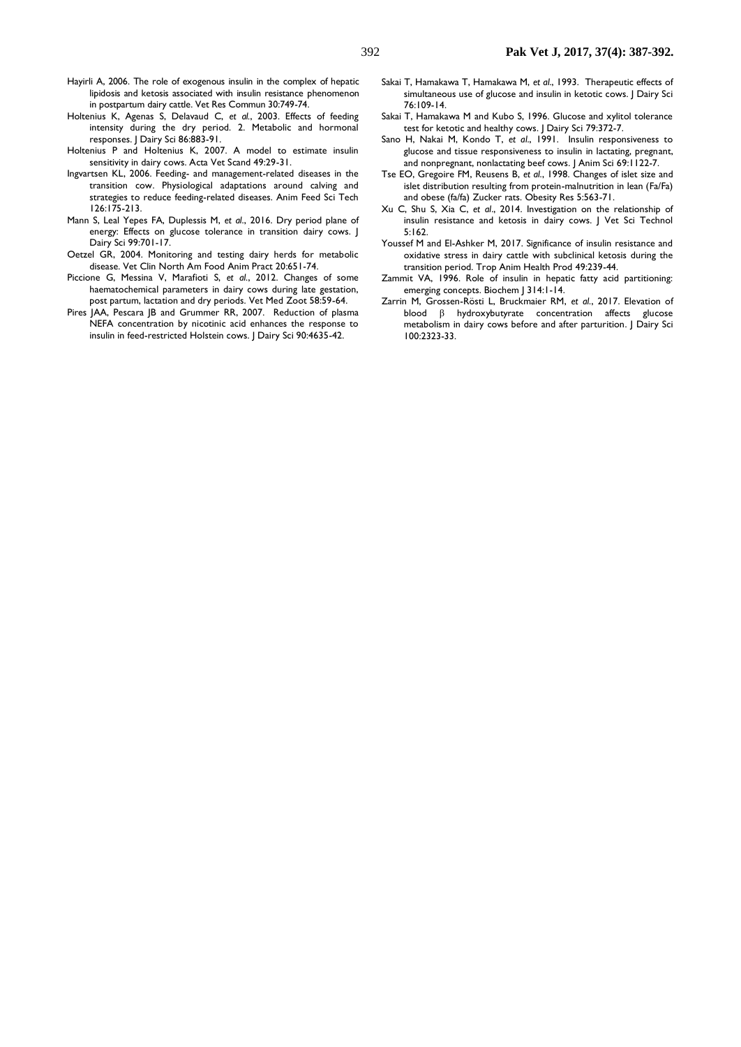Hayirli A, 2006. The role of exogenous insulin in the complex of hepatic lipidosis and ketosis associated with insulin resistance phenomenon in postpartum dairy cattle. Vet Res Commun 30:749-74.

Holtenius K, Agenas S, Delavaud C, *et al*., 2003. Effects of feeding intensity during the dry period. 2. Metabolic and hormonal responses. J Dairy Sci 86:883-91.

Holtenius P and Holtenius K, 2007. A model to estimate insulin sensitivity in dairy cows. Acta Vet Scand 49:29-31.

Ingvartsen KL, 2006. Feeding- and management-related diseases in the transition cow. Physiological adaptations around calving and strategies to reduce feeding-related diseases. Anim Feed Sci Tech 126:175-213.

Mann S, Leal Yepes FA, Duplessis M, *et al*., 2016. Dry period plane of energy: Effects on glucose tolerance in transition dairy cows. J Dairy Sci 99:701-17.

Oetzel GR, 2004. Monitoring and testing dairy herds for metabolic disease. Vet Clin North Am Food Anim Pract 20:651-74.

Piccione G, Messina V, Marafioti S, *et al*., 2012. Changes of some haematochemical parameters in dairy cows during late gestation, post partum, lactation and dry periods. Vet Med Zoot 58:59-64.

Pires JAA, Pescara JB and Grummer RR, 2007. Reduction of plasma NEFA concentration by nicotinic acid enhances the response to insulin in feed-restricted Holstein cows. J Dairy Sci 90:4635-42.

Sakai T, Hamakawa T, Hamakawa M, *et al*., 1993. Therapeutic effects of simultaneous use of glucose and insulin in ketotic cows. J Dairy Sci 76:109-14.

Sakai T, Hamakawa M and Kubo S, 1996. Glucose and xylitol tolerance test for ketotic and healthy cows. J Dairy Sci 79:372-7.

Sano H, Nakai M, Kondo T, *et al*., 1991. Insulin responsiveness to glucose and tissue responsiveness to insulin in lactating, pregnant, and nonpregnant, nonlactating beef cows. J Anim Sci 69:1122-7.

Tse EO, Gregoire FM, Reusens B, *et al*., 1998. Changes of islet size and islet distribution resulting from protein-malnutrition in lean (Fa/Fa) and obese (fa/fa) Zucker rats. Obesity Res 5:563-71.

Xu C, Shu S, Xia C, *et al*., 2014. Investigation on the relationship of insulin resistance and ketosis in dairy cows. J Vet Sci Technol 5:162.

Youssef M and El-Ashker M, 2017. Significance of insulin resistance and oxidative stress in dairy cattle with subclinical ketosis during the transition period. Trop Anim Health Prod 49:239-44.

Zammit VA, 1996. Role of insulin in hepatic fatty acid partitioning: emerging concepts. Biochem J 314:1-14.

Zarrin M, Grossen-Rösti L, Bruckmaier RM, *et al*., 2017. Elevation of blood β hydroxybutyrate concentration affects glucose metabolism in dairy cows before and after parturition. J Dairy Sci 100:2323-33.